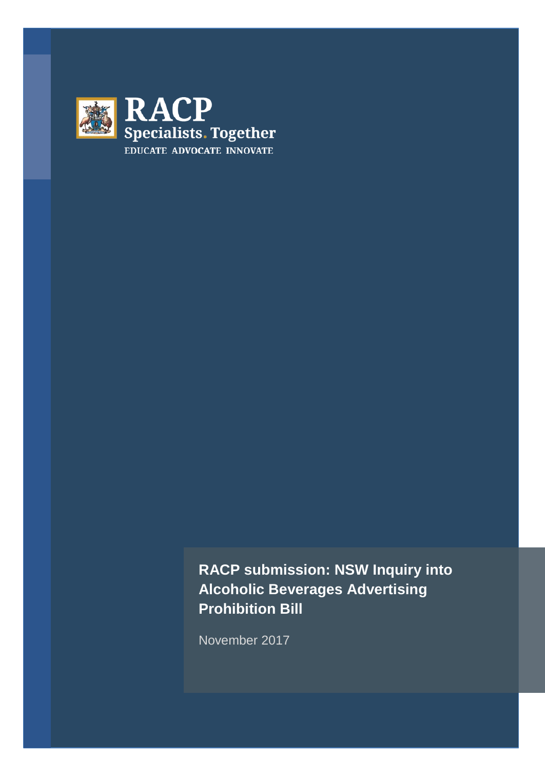RACP
Specialists. Together
EDUCATE ADVOCATE INNOVATE

# RACP submission: NSW Inquiry into Alcoholic Beverages Advertising Prohibition Bill

November 2017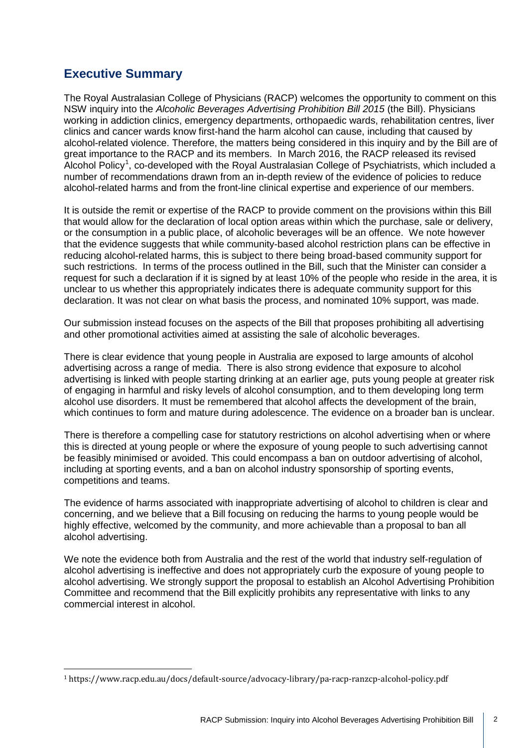## Executive Summary

The Royal Australasian College of Physicians (RACP) welcomes the opportunity to comment on this NSW inquiry into the *Alcoholic Beverages Advertising Prohibition Bill 2015* (the Bill). Physicians working in addiction clinics, emergency departments, orthopaedic wards, rehabilitation centres, liver clinics and cancer wards know first-hand the harm alcohol can cause, including that caused by alcohol-related violence. Therefore, the matters being considered in this inquiry and by the Bill are of great importance to the RACP and its members. In March 2016, the RACP released its revised Alcohol Policy[1], co-developed with the Royal Australasian College of Psychiatrists, which included a number of recommendations drawn from an in-depth review of the evidence of policies to reduce alcohol-related harms and from the front-line clinical expertise and experience of our members.

It is outside the remit or expertise of the RACP to provide comment on the provisions within this Bill that would allow for the declaration of local option areas within which the purchase, sale or delivery, or the consumption in a public place, of alcoholic beverages will be an offence. We note however that the evidence suggests that while community-based alcohol restriction plans can be effective in reducing alcohol-related harms, this is subject to there being broad-based community support for such restrictions. In terms of the process outlined in the Bill, such that the Minister can consider a request for such a declaration if it is signed by at least 10% of the people who reside in the area, it is unclear to us whether this appropriately indicates there is adequate community support for this declaration. It was not clear on what basis the process, and nominated 10% support, was made.

Our submission instead focuses on the aspects of the Bill that proposes prohibiting all advertising and other promotional activities aimed at assisting the sale of alcoholic beverages.

There is clear evidence that young people in Australia are exposed to large amounts of alcohol advertising across a range of media. There is also strong evidence that exposure to alcohol advertising is linked with people starting drinking at an earlier age, puts young people at greater risk of engaging in harmful and risky levels of alcohol consumption, and to them developing long term alcohol use disorders. It must be remembered that alcohol affects the development of the brain, which continues to form and mature during adolescence. The evidence on a broader ban is unclear.

There is therefore a compelling case for statutory restrictions on alcohol advertising when or where this is directed at young people or where the exposure of young people to such advertising cannot be feasibly minimised or avoided. This could encompass a ban on outdoor advertising of alcohol, including at sporting events, and a ban on alcohol industry sponsorship of sporting events, competitions and teams.

The evidence of harms associated with inappropriate advertising of alcohol to children is clear and concerning, and we believe that a Bill focusing on reducing the harms to young people would be highly effective, welcomed by the community, and more achievable than a proposal to ban all alcohol advertising.

We note the evidence both from Australia and the rest of the world that industry self-regulation of alcohol advertising is ineffective and does not appropriately curb the exposure of young people to alcohol advertising. We strongly support the proposal to establish an Alcohol Advertising Prohibition Committee and recommend that the Bill explicitly prohibits any representative with links to any commercial interest in alcohol.

---

[1] https://www.racp.edu.au/docs/default-source/advocacy-library/pa-racp-ranzcp-alcohol-policy.pdf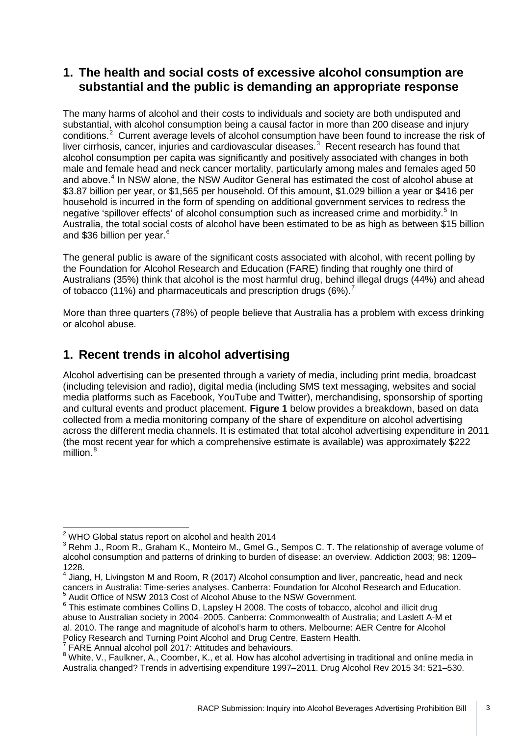## 1. The health and social costs of excessive alcohol consumption are substantial and the public is demanding an appropriate response

The many harms of alcohol and their costs to individuals and society are both undisputed and substantial, with alcohol consumption being a causal factor in more than 200 disease and injury conditions.[2] Current average levels of alcohol consumption have been found to increase the risk of liver cirrhosis, cancer, injuries and cardiovascular diseases.[3] Recent research has found that alcohol consumption per capita was significantly and positively associated with changes in both male and female head and neck cancer mortality, particularly among males and females aged 50 and above.[4] In NSW alone, the NSW Auditor General has estimated the cost of alcohol abuse at $3.87 billion per year, or $1,565 per household. Of this amount, $1.029 billion a year or $416 per household is incurred in the form of spending on additional government services to redress the negative 'spillover effects' of alcohol consumption such as increased crime and morbidity.[5] In Australia, the total social costs of alcohol have been estimated to be as high as between $15 billion and $36 billion per year.[6]

The general public is aware of the significant costs associated with alcohol, with recent polling by the Foundation for Alcohol Research and Education (FARE) finding that roughly one third of Australians (35%) think that alcohol is the most harmful drug, behind illegal drugs (44%) and ahead of tobacco (11%) and pharmaceuticals and prescription drugs (6%).[7]

More than three quarters (78%) of people believe that Australia has a problem with excess drinking or alcohol abuse.

## 1. Recent trends in alcohol advertising

Alcohol advertising can be presented through a variety of media, including print media, broadcast (including television and radio), digital media (including SMS text messaging, websites and social media platforms such as Facebook, YouTube and Twitter), merchandising, sponsorship of sporting and cultural events and product placement. **Figure 1** below provides a breakdown, based on data collected from a media monitoring company of the share of expenditure on alcohol advertising across the different media channels. It is estimated that total alcohol advertising expenditure in 2011 (the most recent year for which a comprehensive estimate is available) was approximately $222 million.[8]

---

[2] WHO Global status report on alcohol and health 2014

[3] Rehm J., Room R., Graham K., Monteiro M., Gmel G., Sempos C. T. The relationship of average volume of alcohol consumption and patterns of drinking to burden of disease: an overview. Addiction 2003; 98: 1209–1228.

[4] Jiang, H, Livingston M and Room, R (2017) Alcohol consumption and liver, pancreatic, head and neck cancers in Australia: Time-series analyses. Canberra: Foundation for Alcohol Research and Education.

[5] Audit Office of NSW 2013 Cost of Alcohol Abuse to the NSW Government.

[6] This estimate combines Collins D, Lapsley H 2008. The costs of tobacco, alcohol and illicit drug abuse to Australian society in 2004–2005. Canberra: Commonwealth of Australia; and Laslett A-M et al. 2010. The range and magnitude of alcohol's harm to others. Melbourne: AER Centre for Alcohol Policy Research and Turning Point Alcohol and Drug Centre, Eastern Health.

[7] FARE Annual alcohol poll 2017: Attitudes and behaviours.

[8] White, V., Faulkner, A., Coomber, K., et al. How has alcohol advertising in traditional and online media in Australia changed? Trends in advertising expenditure 1997–2011. Drug Alcohol Rev 2015 34: 521–530.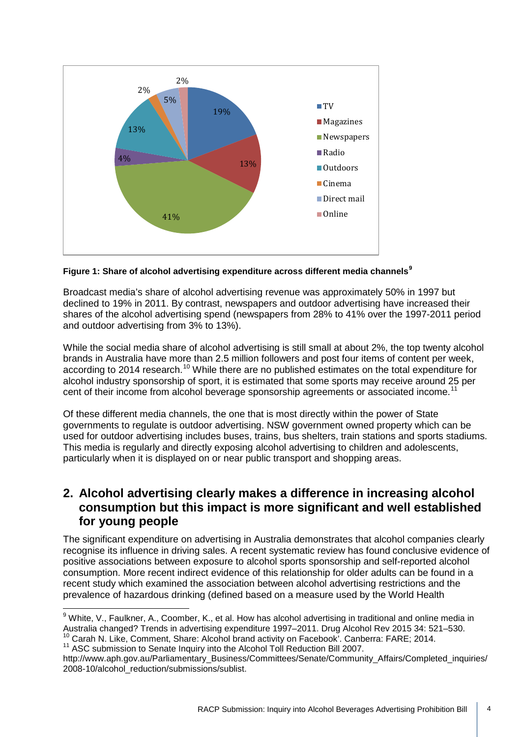**Figure 1: Share of alcohol advertising expenditure across different media channels**[9]

Broadcast media's share of alcohol advertising revenue was approximately 50% in 1997 but declined to 19% in 2011. By contrast, newspapers and outdoor advertising have increased their shares of the alcohol advertising spend (newspapers from 28% to 41% over the 1997-2011 period and outdoor advertising from 3% to 13%).

While the social media share of alcohol advertising is still small at about 2%, the top twenty alcohol brands in Australia have more than 2.5 million followers and post four items of content per week, according to 2014 research.[10] While there are no published estimates on the total expenditure for alcohol industry sponsorship of sport, it is estimated that some sports may receive around 25 per cent of their income from alcohol beverage sponsorship agreements or associated income.[11]

Of these different media channels, the one that is most directly within the power of State governments to regulate is outdoor advertising. NSW government owned property which can be used for outdoor advertising includes buses, trains, bus shelters, train stations and sports stadiums. This media is regularly and directly exposing alcohol advertising to children and adolescents, particularly when it is displayed on or near public transport and shopping areas.

## 2. Alcohol advertising clearly makes a difference in increasing alcohol consumption but this impact is more significant and well established for young people

The significant expenditure on advertising in Australia demonstrates that alcohol companies clearly recognise its influence in driving sales. A recent systematic review has found conclusive evidence of positive associations between exposure to alcohol sports sponsorship and self-reported alcohol consumption. More recent indirect evidence of this relationship for older adults can be found in a recent study which examined the association between alcohol advertising restrictions and the prevalence of hazardous drinking (defined based on a measure used by the World Health

---

[9] White, V., Faulkner, A., Coomber, K., et al. How has alcohol advertising in traditional and online media in Australia changed? Trends in advertising expenditure 1997–2011. Drug Alcohol Rev 2015 34: 521–530.

[10] Carah N. Like, Comment, Share: Alcohol brand activity on Facebook'. Canberra: FARE; 2014.

[11] ASC submission to Senate Inquiry into the Alcohol Toll Reduction Bill 2007. http://www.aph.gov.au/Parliamentary_Business/Committees/Senate/Community_Affairs/Completed_inquiries/2008-10/alcohol_reduction/submissions/sublist.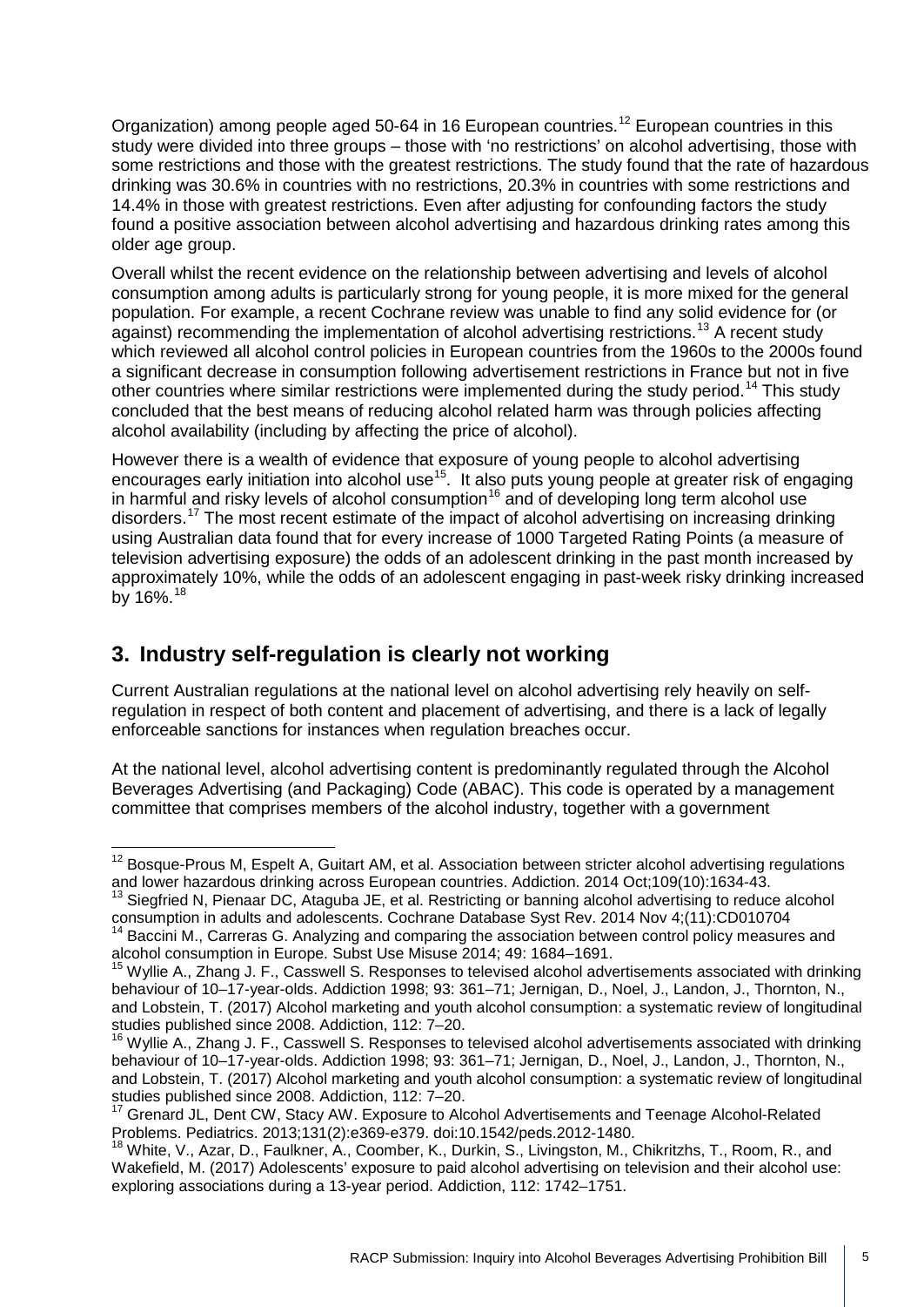Organization) among people aged 50-64 in 16 European countries.[12] European countries in this study were divided into three groups – those with 'no restrictions' on alcohol advertising, those with some restrictions and those with the greatest restrictions. The study found that the rate of hazardous drinking was 30.6% in countries with no restrictions, 20.3% in countries with some restrictions and 14.4% in those with greatest restrictions. Even after adjusting for confounding factors the study found a positive association between alcohol advertising and hazardous drinking rates among this older age group.

Overall whilst the recent evidence on the relationship between advertising and levels of alcohol consumption among adults is particularly strong for young people, it is more mixed for the general population. For example, a recent Cochrane review was unable to find any solid evidence for (or against) recommending the implementation of alcohol advertising restrictions.[13] A recent study which reviewed all alcohol control policies in European countries from the 1960s to the 2000s found a significant decrease in consumption following advertisement restrictions in France but not in five other countries where similar restrictions were implemented during the study period.[14] This study concluded that the best means of reducing alcohol related harm was through policies affecting alcohol availability (including by affecting the price of alcohol).

However there is a wealth of evidence that exposure of young people to alcohol advertising encourages early initiation into alcohol use[15]. It also puts young people at greater risk of engaging in harmful and risky levels of alcohol consumption[16] and of developing long term alcohol use disorders.[17] The most recent estimate of the impact of alcohol advertising on increasing drinking using Australian data found that for every increase of 1000 Targeted Rating Points (a measure of television advertising exposure) the odds of an adolescent drinking in the past month increased by approximately 10%, while the odds of an adolescent engaging in past-week risky drinking increased by 16%.[18]

## 3. Industry self-regulation is clearly not working

Current Australian regulations at the national level on alcohol advertising rely heavily on self-regulation in respect of both content and placement of advertising, and there is a lack of legally enforceable sanctions for instances when regulation breaches occur.

At the national level, alcohol advertising content is predominantly regulated through the Alcohol Beverages Advertising (and Packaging) Code (ABAC). This code is operated by a management committee that comprises members of the alcohol industry, together with a government

---

[12] Bosque-Prous M, Espelt A, Guitart AM, et al. Association between stricter alcohol advertising regulations and lower hazardous drinking across European countries. Addiction. 2014 Oct;109(10):1634-43.

[13] Siegfried N, Pienaar DC, Ataguba JE, et al. Restricting or banning alcohol advertising to reduce alcohol consumption in adults and adolescents. Cochrane Database Syst Rev. 2014 Nov 4;(11):CD010704

[14] Baccini M., Carreras G. Analyzing and comparing the association between control policy measures and alcohol consumption in Europe. Subst Use Misuse 2014; 49: 1684–1691.

[15] Wyllie A., Zhang J. F., Casswell S. Responses to televised alcohol advertisements associated with drinking behaviour of 10–17-year-olds. Addiction 1998; 93: 361–71; Jernigan, D., Noel, J., Landon, J., Thornton, N., and Lobstein, T. (2017) Alcohol marketing and youth alcohol consumption: a systematic review of longitudinal studies published since 2008. Addiction, 112: 7–20.

[16] Wyllie A., Zhang J. F., Casswell S. Responses to televised alcohol advertisements associated with drinking behaviour of 10–17-year-olds. Addiction 1998; 93: 361–71; Jernigan, D., Noel, J., Landon, J., Thornton, N., and Lobstein, T. (2017) Alcohol marketing and youth alcohol consumption: a systematic review of longitudinal studies published since 2008. Addiction, 112: 7–20.

[17] Grenard JL, Dent CW, Stacy AW. Exposure to Alcohol Advertisements and Teenage Alcohol-Related Problems. Pediatrics. 2013;131(2):e369-e379. doi:10.1542/peds.2012-1480.

[18] White, V., Azar, D., Faulkner, A., Coomber, K., Durkin, S., Livingston, M., Chikritzhs, T., Room, R., and Wakefield, M. (2017) Adolescents' exposure to paid alcohol advertising on television and their alcohol use: exploring associations during a 13-year period. Addiction, 112: 1742–1751.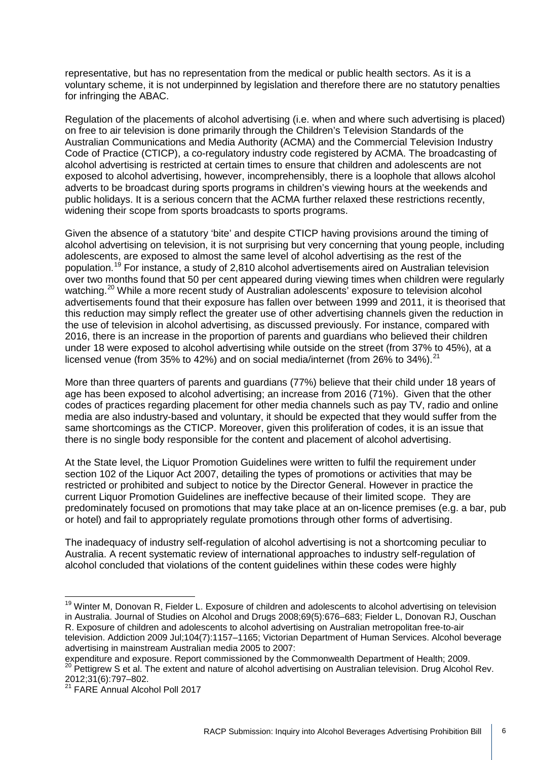representative, but has no representation from the medical or public health sectors. As it is a voluntary scheme, it is not underpinned by legislation and therefore there are no statutory penalties for infringing the ABAC.

Regulation of the placements of alcohol advertising (i.e. when and where such advertising is placed) on free to air television is done primarily through the Children's Television Standards of the Australian Communications and Media Authority (ACMA) and the Commercial Television Industry Code of Practice (CTICP), a co-regulatory industry code registered by ACMA. The broadcasting of alcohol advertising is restricted at certain times to ensure that children and adolescents are not exposed to alcohol advertising, however, incomprehensibly, there is a loophole that allows alcohol adverts to be broadcast during sports programs in children's viewing hours at the weekends and public holidays. It is a serious concern that the ACMA further relaxed these restrictions recently, widening their scope from sports broadcasts to sports programs.

Given the absence of a statutory 'bite' and despite CTICP having provisions around the timing of alcohol advertising on television, it is not surprising but very concerning that young people, including adolescents, are exposed to almost the same level of alcohol advertising as the rest of the population.[19] For instance, a study of 2,810 alcohol advertisements aired on Australian television over two months found that 50 per cent appeared during viewing times when children were regularly watching.[20] While a more recent study of Australian adolescents' exposure to television alcohol advertisements found that their exposure has fallen over between 1999 and 2011, it is theorised that this reduction may simply reflect the greater use of other advertising channels given the reduction in the use of television in alcohol advertising, as discussed previously. For instance, compared with 2016, there is an increase in the proportion of parents and guardians who believed their children under 18 were exposed to alcohol advertising while outside on the street (from 37% to 45%), at a licensed venue (from 35% to 42%) and on social media/internet (from 26% to 34%).[21]

More than three quarters of parents and guardians (77%) believe that their child under 18 years of age has been exposed to alcohol advertising; an increase from 2016 (71%). Given that the other codes of practices regarding placement for other media channels such as pay TV, radio and online media are also industry-based and voluntary, it should be expected that they would suffer from the same shortcomings as the CTICP. Moreover, given this proliferation of codes, it is an issue that there is no single body responsible for the content and placement of alcohol advertising.

At the State level, the Liquor Promotion Guidelines were written to fulfil the requirement under section 102 of the Liquor Act 2007, detailing the types of promotions or activities that may be restricted or prohibited and subject to notice by the Director General. However in practice the current Liquor Promotion Guidelines are ineffective because of their limited scope. They are predominately focused on promotions that may take place at an on-licence premises (e.g. a bar, pub or hotel) and fail to appropriately regulate promotions through other forms of advertising.

The inadequacy of industry self-regulation of alcohol advertising is not a shortcoming peculiar to Australia. A recent systematic review of international approaches to industry self-regulation of alcohol concluded that violations of the content guidelines within these codes were highly

---

[19] Winter M, Donovan R, Fielder L. Exposure of children and adolescents to alcohol advertising on television in Australia. Journal of Studies on Alcohol and Drugs 2008;69(5):676–683; Fielder L, Donovan RJ, Ouschan R. Exposure of children and adolescents to alcohol advertising on Australian metropolitan free-to-air television. Addiction 2009 Jul;104(7):1157–1165; Victorian Department of Human Services. Alcohol beverage advertising in mainstream Australian media 2005 to 2007: expenditure and exposure. Report commissioned by the Commonwealth Department of Health; 2009.

[20] Pettigrew S et al. The extent and nature of alcohol advertising on Australian television. Drug Alcohol Rev. 2012;31(6):797–802.

[21] FARE Annual Alcohol Poll 2017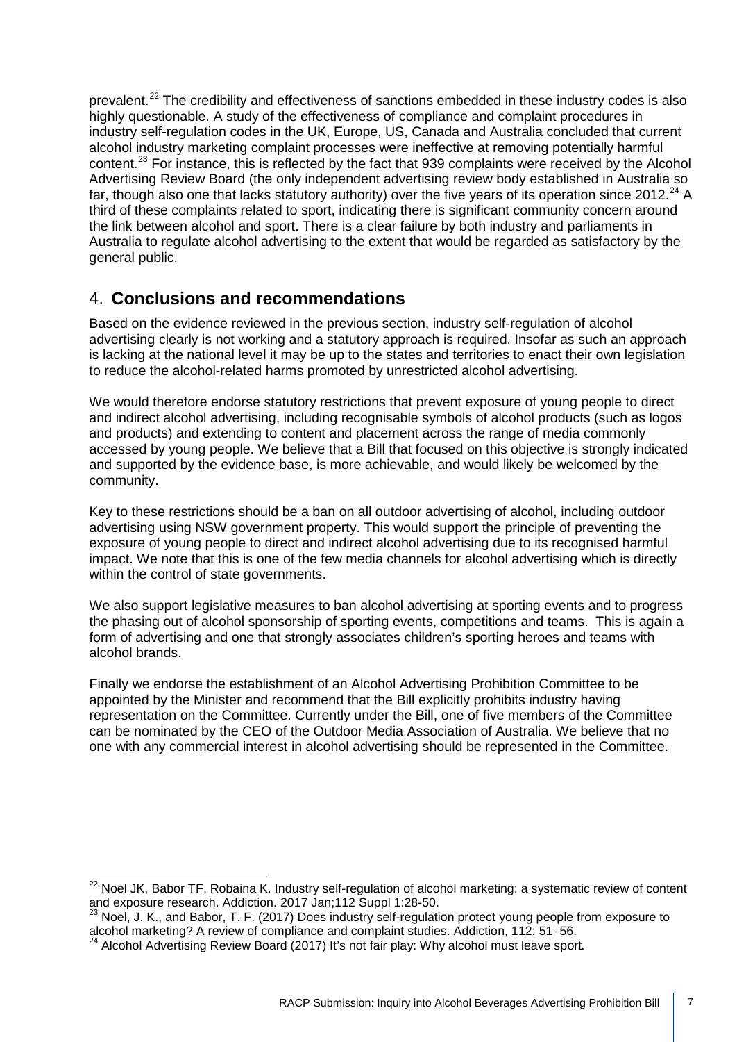prevalent.[22] The credibility and effectiveness of sanctions embedded in these industry codes is also highly questionable. A study of the effectiveness of compliance and complaint procedures in industry self-regulation codes in the UK, Europe, US, Canada and Australia concluded that current alcohol industry marketing complaint processes were ineffective at removing potentially harmful content.[23] For instance, this is reflected by the fact that 939 complaints were received by the Alcohol Advertising Review Board (the only independent advertising review body established in Australia so far, though also one that lacks statutory authority) over the five years of its operation since 2012.[24] A third of these complaints related to sport, indicating there is significant community concern around the link between alcohol and sport. There is a clear failure by both industry and parliaments in Australia to regulate alcohol advertising to the extent that would be regarded as satisfactory by the general public.

## 4. **Conclusions and recommendations**

Based on the evidence reviewed in the previous section, industry self-regulation of alcohol advertising clearly is not working and a statutory approach is required. Insofar as such an approach is lacking at the national level it may be up to the states and territories to enact their own legislation to reduce the alcohol-related harms promoted by unrestricted alcohol advertising.

We would therefore endorse statutory restrictions that prevent exposure of young people to direct and indirect alcohol advertising, including recognisable symbols of alcohol products (such as logos and products) and extending to content and placement across the range of media commonly accessed by young people. We believe that a Bill that focused on this objective is strongly indicated and supported by the evidence base, is more achievable, and would likely be welcomed by the community.

Key to these restrictions should be a ban on all outdoor advertising of alcohol, including outdoor advertising using NSW government property. This would support the principle of preventing the exposure of young people to direct and indirect alcohol advertising due to its recognised harmful impact. We note that this is one of the few media channels for alcohol advertising which is directly within the control of state governments.

We also support legislative measures to ban alcohol advertising at sporting events and to progress the phasing out of alcohol sponsorship of sporting events, competitions and teams. This is again a form of advertising and one that strongly associates children's sporting heroes and teams with alcohol brands.

Finally we endorse the establishment of an Alcohol Advertising Prohibition Committee to be appointed by the Minister and recommend that the Bill explicitly prohibits industry having representation on the Committee. Currently under the Bill, one of five members of the Committee can be nominated by the CEO of the Outdoor Media Association of Australia. We believe that no one with any commercial interest in alcohol advertising should be represented in the Committee.

---

[22] Noel JK, Babor TF, Robaina K. Industry self-regulation of alcohol marketing: a systematic review of content and exposure research. Addiction. 2017 Jan;112 Suppl 1:28-50.

[23] Noel, J. K., and Babor, T. F. (2017) Does industry self-regulation protect young people from exposure to alcohol marketing? A review of compliance and complaint studies. Addiction, 112: 51–56.

[24] Alcohol Advertising Review Board (2017) It's not fair play: Why alcohol must leave sport.